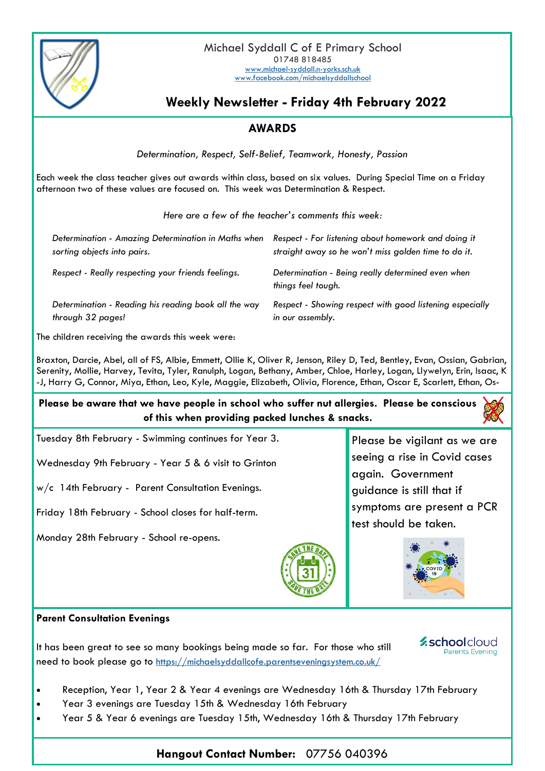Michael Syddall C of E Primary School

01748 818485

www.michael-syddall.n-yorks.sch.uk

www.facebook.com/michaelsyddallschool

# Weekly Newsletter - Friday 4th February 2022

## AWARDS

*Determination, Respect, Self-Belief, Teamwork, Honesty, Passion*

Each week the class teacher gives out awards within class, based on six values. During Special Time on a Friday afternoon two of these values are focused on. This week was Determination & Respect.

*Here are a few of the teacher's comments this week:*

*Determination - Amazing Determination in Maths when sorting objects into pairs.*

*Respect - Really respecting your friends feelings.*

*Determination - Reading his reading book all the way through 32 pages!*

*Respect - For listening about homework and doing it straight away so he won't miss golden time to do it.*

*Determination - Being really determined even when things feel tough.*

*Respect - Showing respect with good listening especially in our assembly.*

The children receiving the awards this week were:

Braxton, Darcie, Abel, all of FS, Albie, Emmett, Ollie K, Oliver R, Jenson, Riley D, Ted, Bentley, Evan, Ossian, Gabrian, Serenity, Mollie, Harvey, Tevita, Tyler, Ranulph, Logan, Bethany, Amber, Chloe, Harley, Logan, Llywelyn, Erin, Isaac, K-J, Harry G, Connor, Miya, Ethan, Leo, Kyle, Maggie, Elizabeth, Olivia, Florence, Ethan, Oscar E, Scarlett, Ethan, Os-

**Please be aware that we have people in school who suffer nut allergies. Please be conscious of this when providing packed lunches & snacks.**

Tuesday 8th February - Swimming continues for Year 3.

Wednesday 9th February - Year 5 & 6 visit to Grinton

w/c 14th February - Parent Consultation Evenings.

Friday 18th February - School closes for half-term.

Monday 28th February - School re-opens.

Please be vigilant as we are seeing a rise in Covid cases again. Government guidance is still that if symptoms are present a PCR test should be taken.

**Parent Consultation Evenings**

It has been great to see so many bookings being made so far. For those who still need to book please go to https://michaelsyddallcofe.parentseveningsystem.co.uk/

- Reception, Year 1, Year 2 & Year 4 evenings are Wednesday 16th & Thursday 17th February
- Year 3 evenings are Tuesday 15th & Wednesday 16th February
- Year 5 & Year 6 evenings are Tuesday 15th, Wednesday 16th & Thursday 17th February

**Hangout Contact Number:** 07756 040396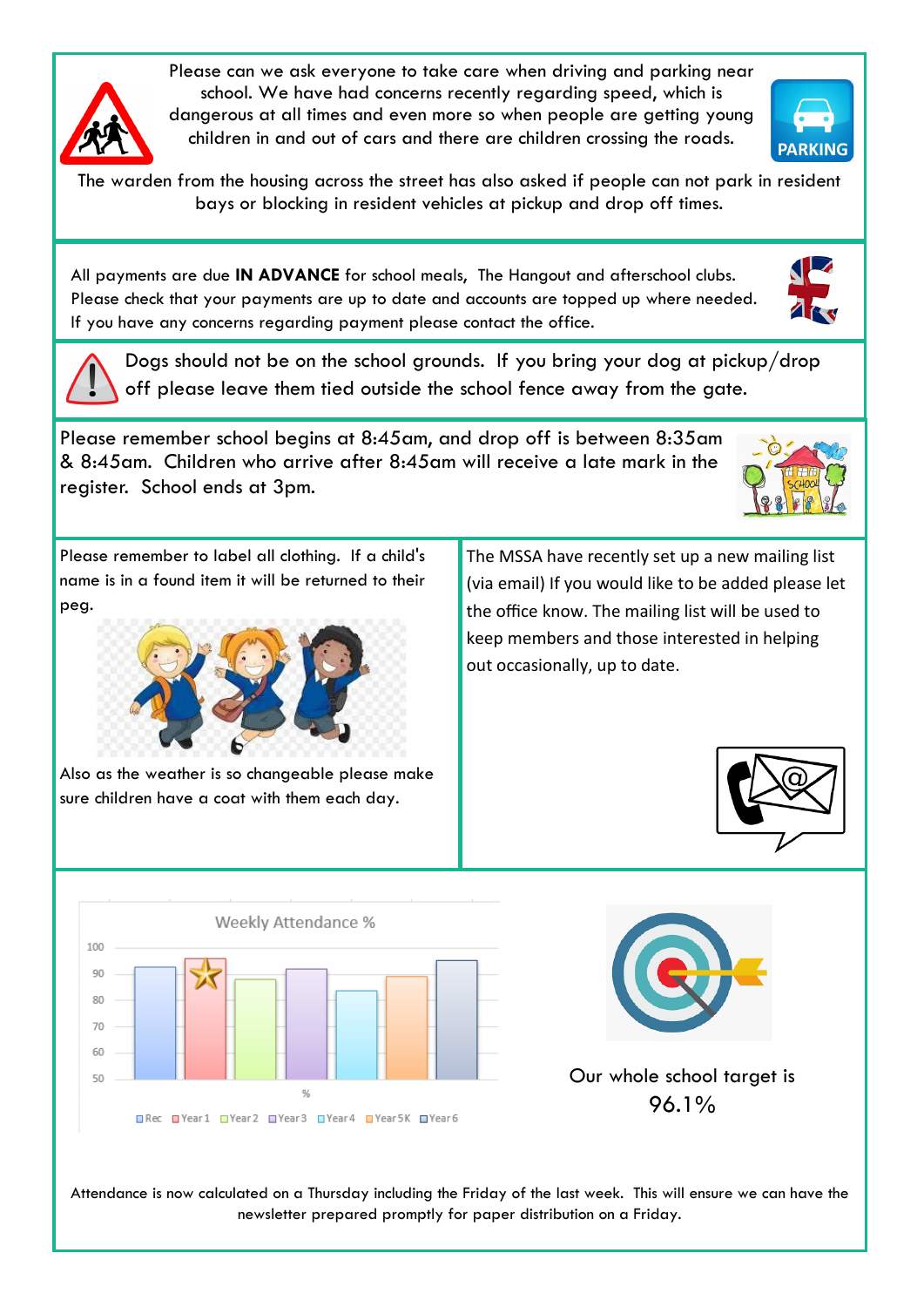Please can we ask everyone to take care when driving and parking near school. We have had concerns recently regarding speed, which is dangerous at all times and even more so when people are getting young children in and out of cars and there are children crossing the roads.

PARKING

The warden from the housing across the street has also asked if people can not park in resident bays or blocking in resident vehicles at pickup and drop off times.

All payments are due **IN ADVANCE** for school meals, The Hangout and afterschool clubs. Please check that your payments are up to date and accounts are topped up where needed. If you have any concerns regarding payment please contact the office.

Dogs should not be on the school grounds. If you bring your dog at pickup/drop off please leave them tied outside the school fence away from the gate.

Please remember school begins at 8:45am, and drop off is between 8:35am & 8:45am. Children who arrive after 8:45am will receive a late mark in the register. School ends at 3pm.

Please remember to label all clothing. If a child's name is in a found item it will be returned to their peg.

Also as the weather is so changeable please make sure children have a coat with them each day.

The MSSA have recently set up a new mailing list (via email) If you would like to be added please let the office know. The mailing list will be used to keep members and those interested in helping out occasionally, up to date.

Weekly Attendance %

100
90
80
70
60
50

%

Rec Year 1 Year 2 Year 3 Year 4 Year 5K Year 6

Our whole school target is 96.1%

Attendance is now calculated on a Thursday including the Friday of the last week. This will ensure we can have the newsletter prepared promptly for paper distribution on a Friday.